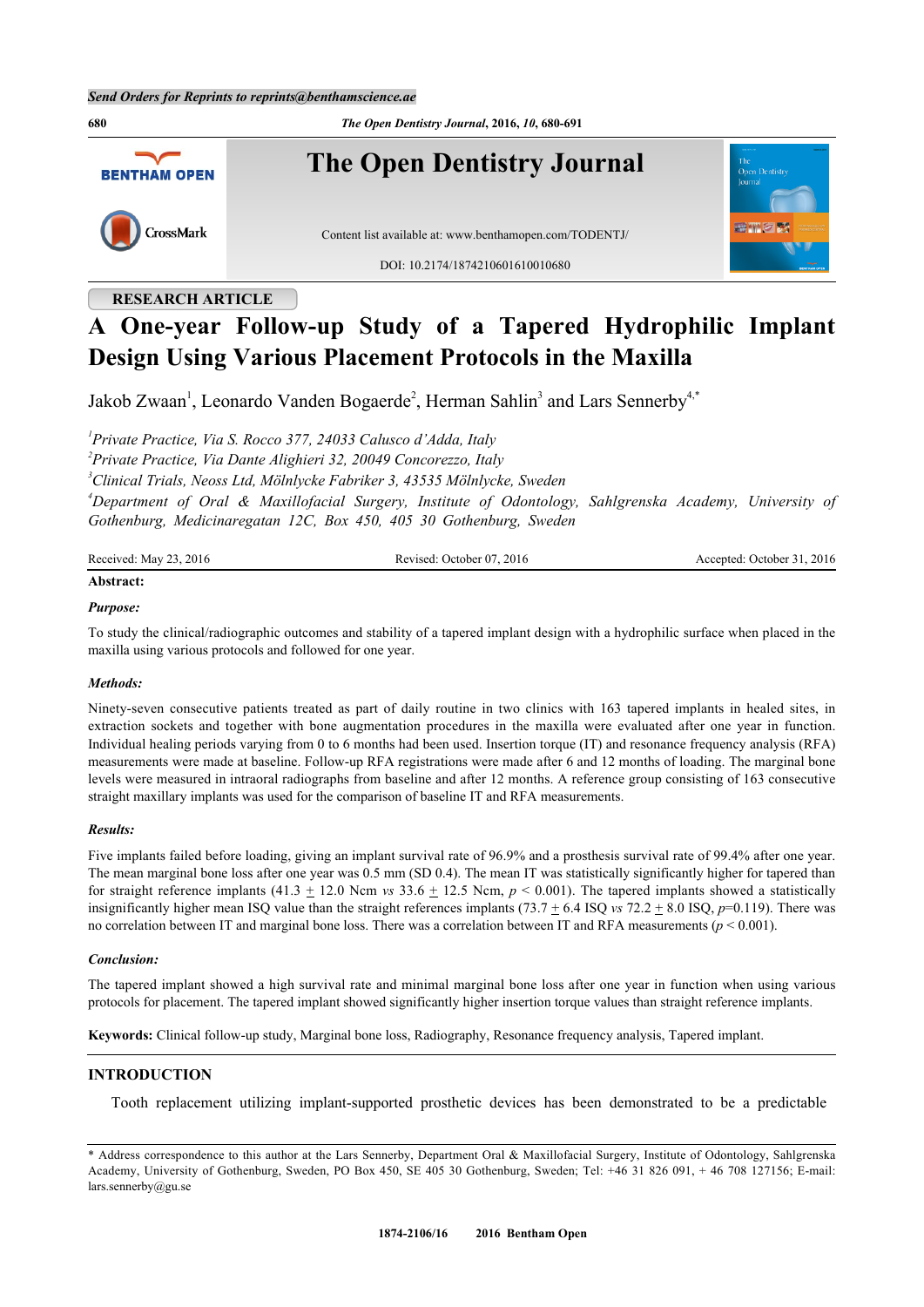Send Orders for Reprints to reprints@benthamscience.ae

**The Open Dentistry Journal**

Content list available at: www.benthamopen.com/TODENTJ/

DOI: 10.2174/1874210601610010680

RESEARCH ARTICLE

# A One-year Follow-up Study of a Tapered Hydrophilic Implant Design Using Various Placement Protocols in the Maxilla

Jakob Zwaan[1], Leonardo Vanden Bogaerde[2], Herman Sahlin[3] and Lars Sennerby[4,*]

[1]*Private Practice, Via S. Rocco 377, 24033 Calusco d'Adda, Italy*
[2]*Private Practice, Via Dante Alighieri 32, 20049 Concorezzo, Italy*
[3]*Clinical Trials, Neoss Ltd, Mölnlycke Fabriker 3, 43535 Mölnlycke, Sweden*
[4]*Department of Oral & Maxillofacial Surgery, Institute of Odontology, Sahlgrenska Academy, University of Gothenburg, Medicinaregatan 12C, Box 450, 405 30 Gothenburg, Sweden*

Received: May 23, 2016 | Revised: October 07, 2016 | Accepted: October 31, 2016

**Abstract:**

***Purpose:***

To study the clinical/radiographic outcomes and stability of a tapered implant design with a hydrophilic surface when placed in the maxilla using various protocols and followed for one year.

***Methods:***

Ninety-seven consecutive patients treated as part of daily routine in two clinics with 163 tapered implants in healed sites, in extraction sockets and together with bone augmentation procedures in the maxilla were evaluated after one year in function. Individual healing periods varying from 0 to 6 months had been used. Insertion torque (IT) and resonance frequency analysis (RFA) measurements were made at baseline. Follow-up RFA registrations were made after 6 and 12 months of loading. The marginal bone levels were measured in intraoral radiographs from baseline and after 12 months. A reference group consisting of 163 consecutive straight maxillary implants was used for the comparison of baseline IT and RFA measurements.

***Results:***

Five implants failed before loading, giving an implant survival rate of 96.9% and a prosthesis survival rate of 99.4% after one year. The mean marginal bone loss after one year was 0.5 mm (SD 0.4). The mean IT was statistically significantly higher for tapered than for straight reference implants ($41.3 \pm 12.0$ Ncm *vs* $33.6 \pm 12.5$ Ncm, $p < 0.001$). The tapered implants showed a statistically insignificantly higher mean ISQ value than the straight references implants ($73.7 \pm 6.4$ ISQ *vs* $72.2 \pm 8.0$ ISQ, $p=0.119$). There was no correlation between IT and marginal bone loss. There was a correlation between IT and RFA measurements ($p < 0.001$).

***Conclusion:***

The tapered implant showed a high survival rate and minimal marginal bone loss after one year in function when using various protocols for placement. The tapered implant showed significantly higher insertion torque values than straight reference implants.

**Keywords:** Clinical follow-up study, Marginal bone loss, Radiography, Resonance frequency analysis, Tapered implant.

## INTRODUCTION

Tooth replacement utilizing implant-supported prosthetic devices has been demonstrated to be a predictable

\* Address correspondence to this author at the Lars Sennerby, Department Oral & Maxillofacial Surgery, Institute of Odontology, Sahlgrenska Academy, University of Gothenburg, Sweden, PO Box 450, SE 405 30 Gothenburg, Sweden; Tel: +46 31 826 091, + 46 708 127156; E-mail: lars.sennerby@gu.se

1874-2106/16 2016 Bentham Open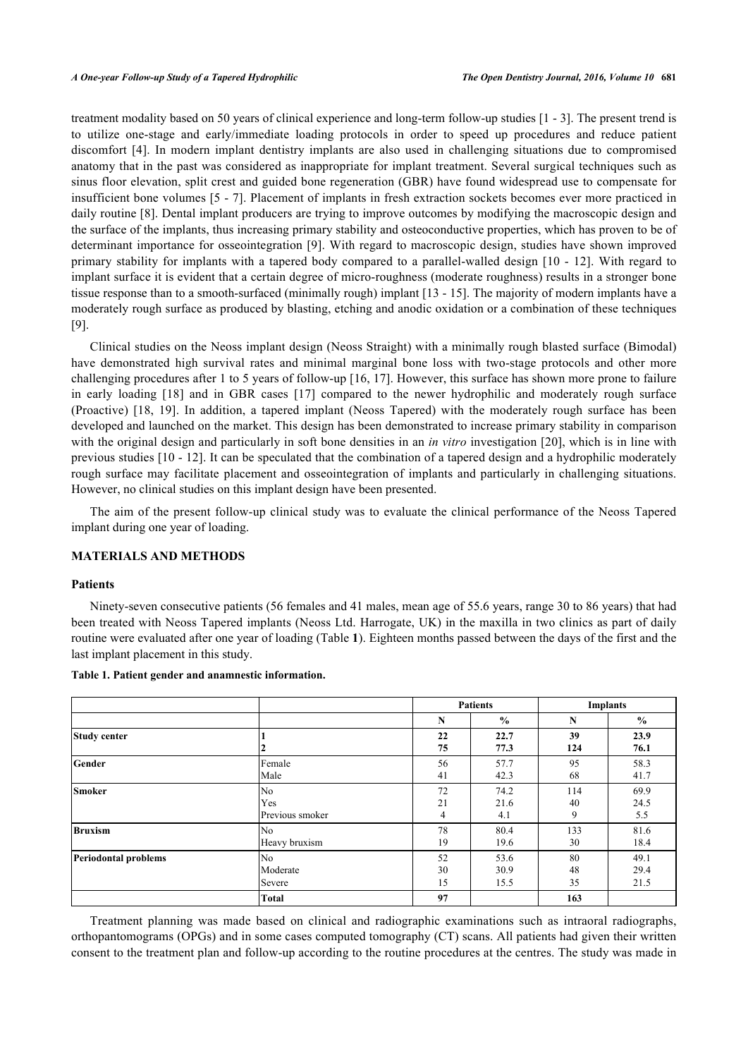treatment modality based on 50 years of clinical experience and long-term follow-up studies [1 - 3]. The present trend is to utilize one-stage and early/immediate loading protocols in order to speed up procedures and reduce patient discomfort [4]. In modern implant dentistry implants are also used in challenging situations due to compromised anatomy that in the past was considered as inappropriate for implant treatment. Several surgical techniques such as sinus floor elevation, split crest and guided bone regeneration (GBR) have found widespread use to compensate for insufficient bone volumes [5 - 7]. Placement of implants in fresh extraction sockets becomes ever more practiced in daily routine [8]. Dental implant producers are trying to improve outcomes by modifying the macroscopic design and the surface of the implants, thus increasing primary stability and osteoconductive properties, which has proven to be of determinant importance for osseointegration [9]. With regard to macroscopic design, studies have shown improved primary stability for implants with a tapered body compared to a parallel-walled design [10 - 12]. With regard to implant surface it is evident that a certain degree of micro-roughness (moderate roughness) results in a stronger bone tissue response than to a smooth-surfaced (minimally rough) implant [13 - 15]. The majority of modern implants have a moderately rough surface as produced by blasting, etching and anodic oxidation or a combination of these techniques [9].

Clinical studies on the Neoss implant design (Neoss Straight) with a minimally rough blasted surface (Bimodal) have demonstrated high survival rates and minimal marginal bone loss with two-stage protocols and other more challenging procedures after 1 to 5 years of follow-up [16, 17]. However, this surface has shown more prone to failure in early loading [18] and in GBR cases [17] compared to the newer hydrophilic and moderately rough surface (Proactive) [18, 19]. In addition, a tapered implant (Neoss Tapered) with the moderately rough surface has been developed and launched on the market. This design has been demonstrated to increase primary stability in comparison with the original design and particularly in soft bone densities in an *in vitro* investigation [20], which is in line with previous studies [10 - 12]. It can be speculated that the combination of a tapered design and a hydrophilic moderately rough surface may facilitate placement and osseointegration of implants and particularly in challenging situations. However, no clinical studies on this implant design have been presented.

The aim of the present follow-up clinical study was to evaluate the clinical performance of the Neoss Tapered implant during one year of loading.

## MATERIALS AND METHODS

### Patients

Ninety-seven consecutive patients (56 females and 41 males, mean age of 55.6 years, range 30 to 86 years) that had been treated with Neoss Tapered implants (Neoss Ltd. Harrogate, UK) in the maxilla in two clinics as part of daily routine were evaluated after one year of loading (Table **1**). Eighteen months passed between the days of the first and the last implant placement in this study.

**Table 1. Patient gender and anamnestic information.**

| | | Patients | | Implants | |
|---|---|---|---|---|---|
| | | N | % | N | % |
| **Study center** | **1**<br>**2** | **22**<br>**75** | **22.7**<br>**77.3** | **39**<br>**124** | **23.9**<br>**76.1** |
| **Gender** | Female<br>Male | 56<br>41 | 57.7<br>42.3 | 95<br>68 | 58.3<br>41.7 |
| **Smoker** | No<br>Yes<br>Previous smoker | 72<br>21<br>4 | 74.2<br>21.6<br>4.1 | 114<br>40<br>9 | 69.9<br>24.5<br>5.5 |
| **Bruxism** | No<br>Heavy bruxism | 78<br>19 | 80.4<br>19.6 | 133<br>30 | 81.6<br>18.4 |
| **Periodontal problems** | No<br>Moderate<br>Severe | 52<br>30<br>15 | 53.6<br>30.9<br>15.5 | 80<br>48<br>35 | 49.1<br>29.4<br>21.5 |
| | **Total** | **97** | | **163** | |

Treatment planning was made based on clinical and radiographic examinations such as intraoral radiographs, orthopantomograms (OPGs) and in some cases computed tomography (CT) scans. All patients had given their written consent to the treatment plan and follow-up according to the routine procedures at the centres. The study was made in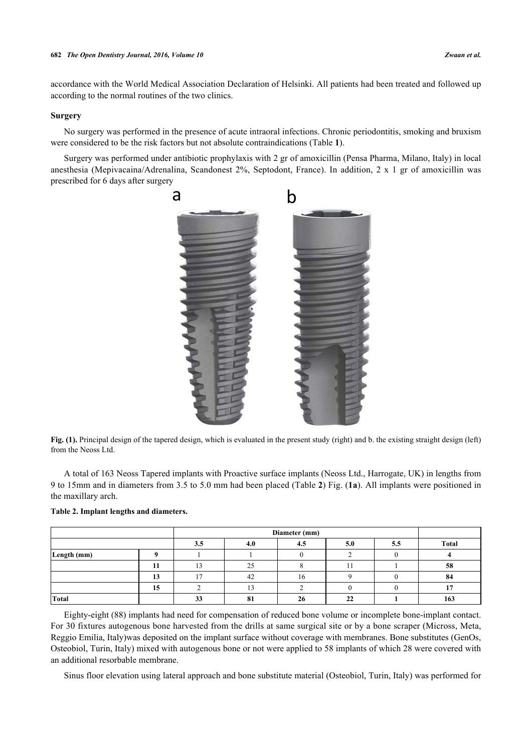accordance with the World Medical Association Declaration of Helsinki. All patients had been treated and followed up according to the normal routines of the two clinics.

### Surgery

No surgery was performed in the presence of acute intraoral infections. Chronic periodontitis, smoking and bruxism were considered to be the risk factors but not absolute contraindications (Table **1**).

Surgery was performed under antibiotic prophylaxis with 2 gr of amoxicillin (Pensa Pharma, Milano, Italy) in local anesthesia (Mepivacaina/Adrenalina, Scandonest 2%, Septodont, France). In addition, 2 x 1 gr of amoxicillin was prescribed for 6 days after surgery

**Fig. (1).** Principal design of the tapered design, which is evaluated in the present study (right) and b. the existing straight design (left) from the Neoss Ltd.

A total of 163 Neoss Tapered implants with Proactive surface implants (Neoss Ltd., Harrogate, UK) in lengths from 9 to 15mm and in diameters from 3.5 to 5.0 mm had been placed (Table **2**) Fig. (**1a**). All implants were positioned in the maxillary arch.

**Table 2. Implant lengths and diameters.**

| | | Diameter (mm) | | | | | |
|---|---|---|---|---|---|---|---|
| | | 3.5 | 4.0 | 4.5 | 5.0 | 5.5 | Total |
| Length (mm) | 9 | 1 | 1 | 0 | 2 | 0 | **4** |
| | 11 | 13 | 25 | 8 | 11 | 1 | **58** |
| | 13 | 17 | 42 | 16 | 9 | 0 | **84** |
| | 15 | 2 | 13 | 2 | 0 | 0 | **17** |
| **Total** | | **33** | **81** | **26** | **22** | **1** | **163** |

Eighty-eight (88) implants had need for compensation of reduced bone volume or incomplete bone-implant contact. For 30 fixtures autogenous bone harvested from the drills at same surgical site or by a bone scraper (Micross, Meta, Reggio Emilia, Italy)was deposited on the implant surface without coverage with membranes. Bone substitutes (GenOs, Osteobiol, Turin, Italy) mixed with autogenous bone or not were applied to 58 implants of which 28 were covered with an additional resorbable membrane.

Sinus floor elevation using lateral approach and bone substitute material (Osteobiol, Turin, Italy) was performed for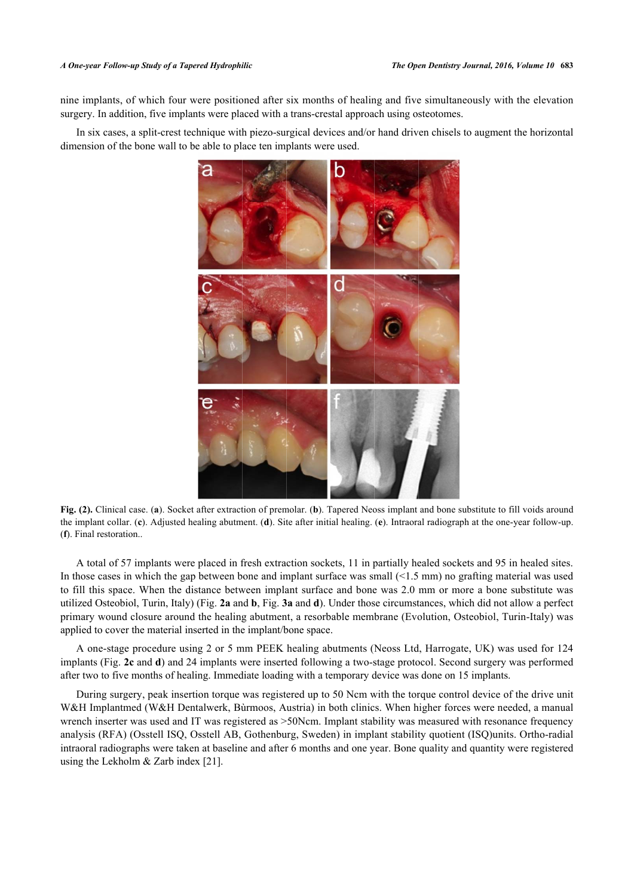nine implants, of which four were positioned after six months of healing and five simultaneously with the elevation surgery. In addition, five implants were placed with a trans-crestal approach using osteotomes.

In six cases, a split-crest technique with piezo-surgical devices and/or hand driven chisels to augment the horizontal dimension of the bone wall to be able to place ten implants were used.

**Fig. (2).** Clinical case. (**a**). Socket after extraction of premolar. (**b**). Tapered Neoss implant and bone substitute to fill voids around the implant collar. (**c**). Adjusted healing abutment. (**d**). Site after initial healing. (**e**). Intraoral radiograph at the one-year follow-up. (**f**). Final restoration..

A total of 57 implants were placed in fresh extraction sockets, 11 in partially healed sockets and 95 in healed sites. In those cases in which the gap between bone and implant surface was small (<1.5 mm) no grafting material was used to fill this space. When the distance between implant surface and bone was 2.0 mm or more a bone substitute was utilized Osteobiol, Turin, Italy) (Fig. **2a** and **b**, Fig. **3a** and **d**). Under those circumstances, which did not allow a perfect primary wound closure around the healing abutment, a resorbable membrane (Evolution, Osteobiol, Turin-Italy) was applied to cover the material inserted in the implant/bone space.

A one-stage procedure using 2 or 5 mm PEEK healing abutments (Neoss Ltd, Harrogate, UK) was used for 124 implants (Fig. **2c** and **d**) and 24 implants were inserted following a two-stage protocol. Second surgery was performed after two to five months of healing. Immediate loading with a temporary device was done on 15 implants.

During surgery, peak insertion torque was registered up to 50 Ncm with the torque control device of the drive unit W&H Implantmed (W&H Dentalwerk, Bùrmoos, Austria) in both clinics. When higher forces were needed, a manual wrench inserter was used and IT was registered as >50Ncm. Implant stability was measured with resonance frequency analysis (RFA) (Osstell ISQ, Osstell AB, Gothenburg, Sweden) in implant stability quotient (ISQ)units. Ortho-radial intraoral radiographs were taken at baseline and after 6 months and one year. Bone quality and quantity were registered using the Lekholm & Zarb index [21].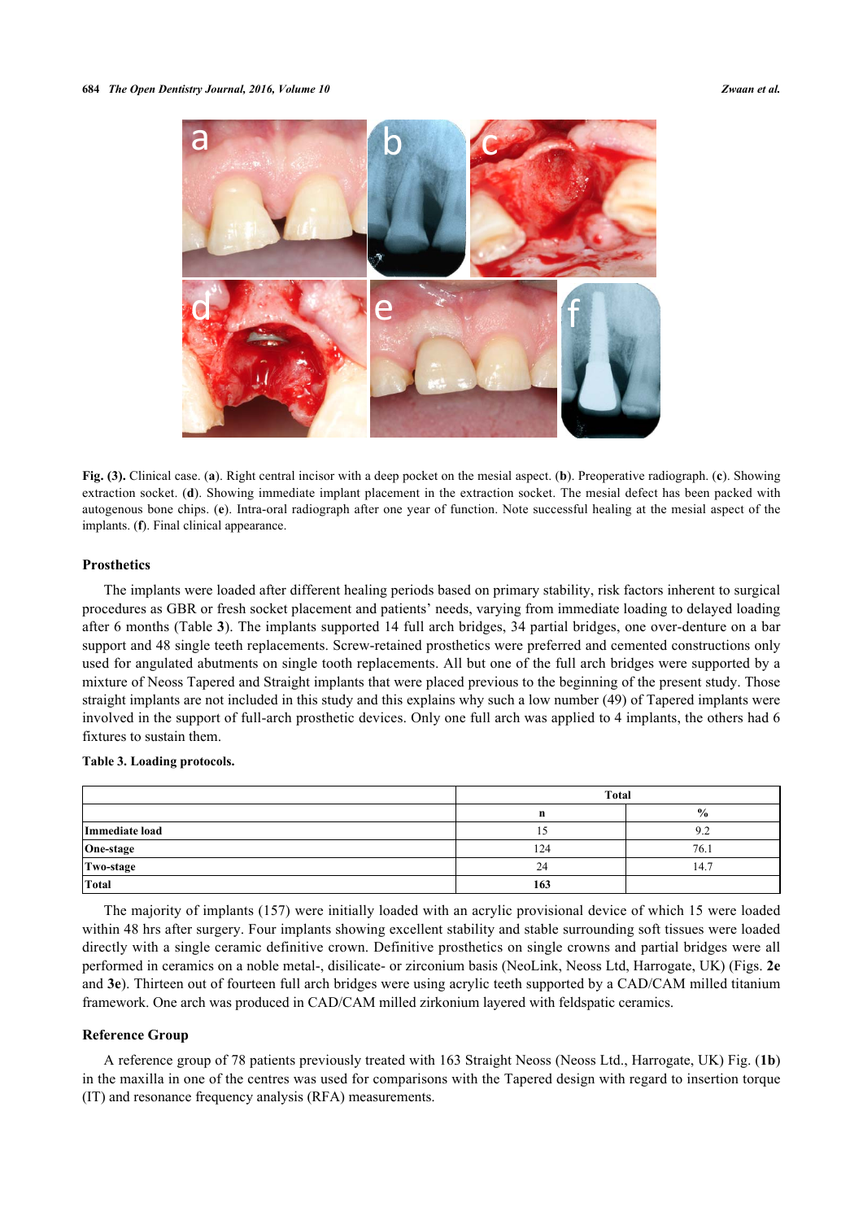**Fig. (3).** Clinical case. (**a**). Right central incisor with a deep pocket on the mesial aspect. (**b**). Preoperative radiograph. (**c**). Showing extraction socket. (**d**). Showing immediate implant placement in the extraction socket. The mesial defect has been packed with autogenous bone chips. (**e**). Intra-oral radiograph after one year of function. Note successful healing at the mesial aspect of the implants. (**f**). Final clinical appearance.

### Prosthetics

The implants were loaded after different healing periods based on primary stability, risk factors inherent to surgical procedures as GBR or fresh socket placement and patients' needs, varying from immediate loading to delayed loading after 6 months (Table **3**). The implants supported 14 full arch bridges, 34 partial bridges, one over-denture on a bar support and 48 single teeth replacements. Screw-retained prosthetics were preferred and cemented constructions only used for angulated abutments on single tooth replacements. All but one of the full arch bridges were supported by a mixture of Neoss Tapered and Straight implants that were placed previous to the beginning of the present study. Those straight implants are not included in this study and this explains why such a low number (49) of Tapered implants were involved in the support of full-arch prosthetic devices. Only one full arch was applied to 4 implants, the others had 6 fixtures to sustain them.

**Table 3. Loading protocols.**

| | Total | |
|---|---|---|
| | **n** | **%** |
| **Immediate load** | 15 | 9.2 |
| **One-stage** | 124 | 76.1 |
| **Two-stage** | 24 | 14.7 |
| **Total** | **163** | |

The majority of implants (157) were initially loaded with an acrylic provisional device of which 15 were loaded within 48 hrs after surgery. Four implants showing excellent stability and stable surrounding soft tissues were loaded directly with a single ceramic definitive crown. Definitive prosthetics on single crowns and partial bridges were all performed in ceramics on a noble metal-, disilicate- or zirconium basis (NeoLink, Neoss Ltd, Harrogate, UK) (Figs. **2e** and **3e**). Thirteen out of fourteen full arch bridges were using acrylic teeth supported by a CAD/CAM milled titanium framework. One arch was produced in CAD/CAM milled zirkonium layered with feldspatic ceramics.

### Reference Group

A reference group of 78 patients previously treated with 163 Straight Neoss (Neoss Ltd., Harrogate, UK) Fig. (**1b**) in the maxilla in one of the centres was used for comparisons with the Tapered design with regard to insertion torque (IT) and resonance frequency analysis (RFA) measurements.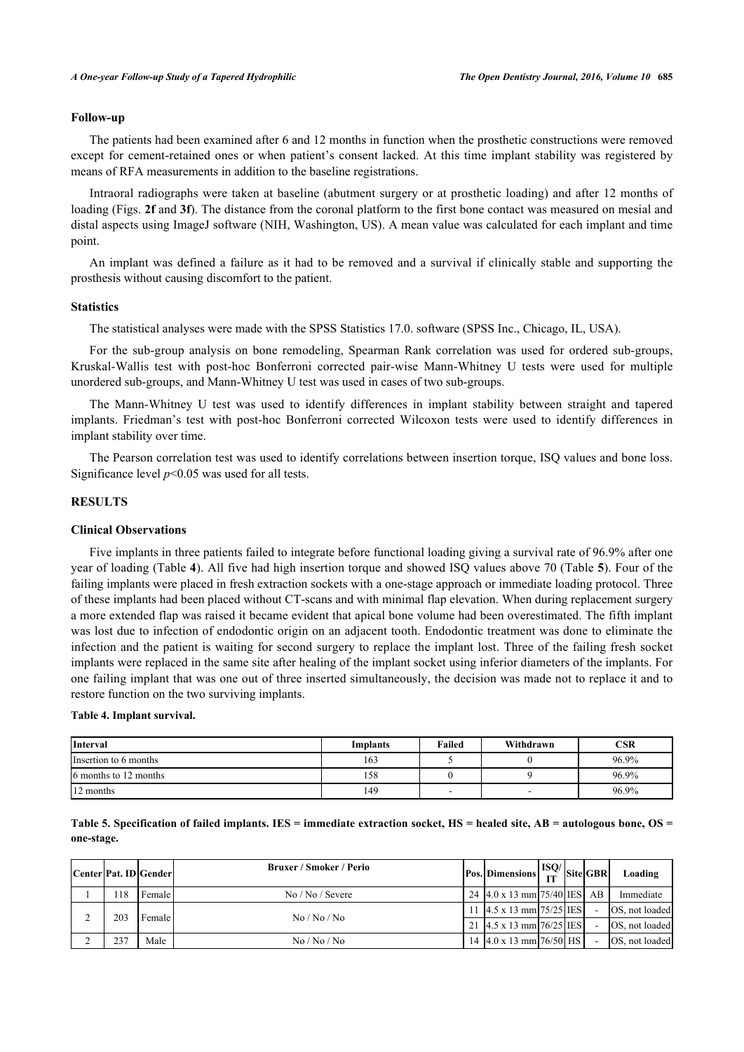### Follow-up

The patients had been examined after 6 and 12 months in function when the prosthetic constructions were removed except for cement-retained ones or when patient's consent lacked. At this time implant stability was registered by means of RFA measurements in addition to the baseline registrations.

Intraoral radiographs were taken at baseline (abutment surgery or at prosthetic loading) and after 12 months of loading (Figs. **2f** and **3f**). The distance from the coronal platform to the first bone contact was measured on mesial and distal aspects using ImageJ software (NIH, Washington, US). A mean value was calculated for each implant and time point.

An implant was defined a failure as it had to be removed and a survival if clinically stable and supporting the prosthesis without causing discomfort to the patient.

### Statistics

The statistical analyses were made with the SPSS Statistics 17.0. software (SPSS Inc., Chicago, IL, USA).

For the sub-group analysis on bone remodeling, Spearman Rank correlation was used for ordered sub-groups, Kruskal-Wallis test with post-hoc Bonferroni corrected pair-wise Mann-Whitney U tests were used for multiple unordered sub-groups, and Mann-Whitney U test was used in cases of two sub-groups.

The Mann-Whitney U test was used to identify differences in implant stability between straight and tapered implants. Friedman's test with post-hoc Bonferroni corrected Wilcoxon tests were used to identify differences in implant stability over time.

The Pearson correlation test was used to identify correlations between insertion torque, ISQ values and bone loss. Significance level $p<0.05$ was used for all tests.

## RESULTS

### Clinical Observations

Five implants in three patients failed to integrate before functional loading giving a survival rate of 96.9% after one year of loading (Table **4**). All five had high insertion torque and showed ISQ values above 70 (Table **5**). Four of the failing implants were placed in fresh extraction sockets with a one-stage approach or immediate loading protocol. Three of these implants had been placed without CT-scans and with minimal flap elevation. When during replacement surgery a more extended flap was raised it became evident that apical bone volume had been overestimated. The fifth implant was lost due to infection of endodontic origin on an adjacent tooth. Endodontic treatment was done to eliminate the infection and the patient is waiting for second surgery to replace the implant lost. Three of the failing fresh socket implants were replaced in the same site after healing of the implant socket using inferior diameters of the implants. For one failing implant that was one out of three inserted simultaneously, the decision was made not to replace it and to restore function on the two surviving implants.

**Table 4. Implant survival.**

| Interval | Implants | Failed | Withdrawn | CSR |
|---|---|---|---|---|
| Insertion to 6 months | 163 | 5 | 0 | 96.9% |
| 6 months to 12 months | 158 | 0 | 9 | 96.9% |
| 12 months | 149 | - | - | 96.9% |

**Table 5. Specification of failed implants. IES = immediate extraction socket, HS = healed site, AB = autologous bone, OS = one-stage.**

| Center | Pat. ID | Gender | Bruxer / Smoker / Perio | Pos. | Dimensions | ISQ/IT | Site | GBR | Loading |
|---|---|---|---|---|---|---|---|---|---|
| 1 | 118 | Female | No / No / Severe | 24 | 4.0 x 13 mm | 75/40 | IES | AB | Immediate |
| 2 | 203 | Female | No / No / No | 11 | 4.5 x 13 mm | 75/25 | IES | - | OS, not loaded |
| | | | | 21 | 4.5 x 13 mm | 76/25 | IES | - | OS, not loaded |
| 2 | 237 | Male | No / No / No | 14 | 4.0 x 13 mm | 76/50 | HS | - | OS, not loaded |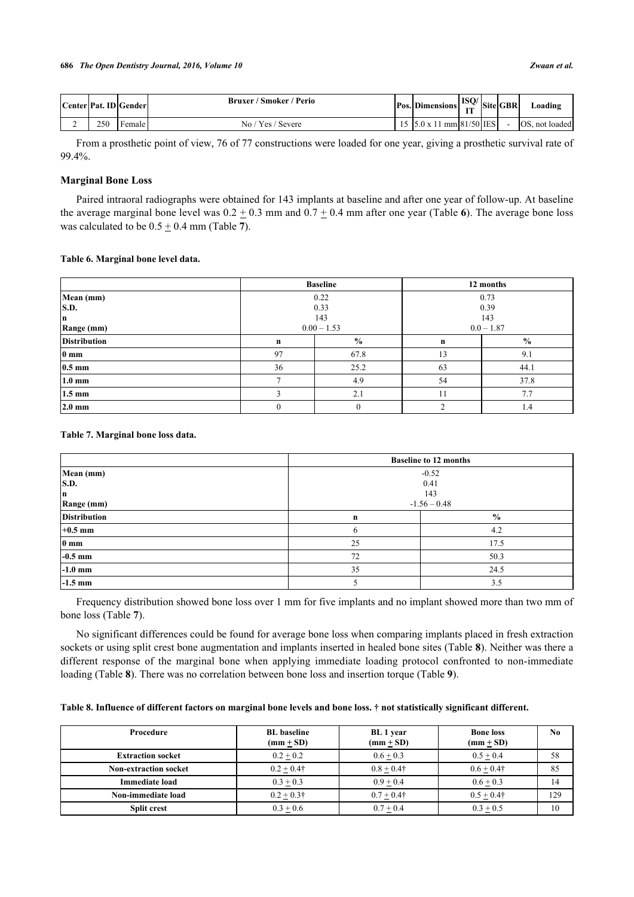| Center | Pat. ID | Gender | Bruxer / Smoker / Perio | Pos. | Dimensions | ISQ/IT | Site | GBR | Loading |
|---|---|---|---|---|---|---|---|---|---|
| 2 | 250 | Female | No / Yes / Severe | 15 | 5.0 x 11 mm | 81/50 | IES | - | OS, not loaded |

From a prosthetic point of view, 76 of 77 constructions were loaded for one year, giving a prosthetic survival rate of 99.4%.

### Marginal Bone Loss

Paired intraoral radiographs were obtained for 143 implants at baseline and after one year of follow-up. At baseline the average marginal bone level was 0.2 ± 0.3 mm and 0.7 ± 0.4 mm after one year (Table **6**). The average bone loss was calculated to be 0.5 ± 0.4 mm (Table **7**).

**Table 6. Marginal bone level data.**

| | Baseline | | 12 months | |
|---|---|---|---|---|
| **Mean (mm)** | 0.22 | | 0.73 | |
| **S.D.** | 0.33 | | 0.39 | |
| **n** | 143 | | 143 | |
| **Range (mm)** | 0.00 – 1.53 | | 0.0 – 1.87 | |
| **Distribution** | **n** | **%** | **n** | **%** |
| **0 mm** | 97 | 67.8 | 13 | 9.1 |
| **0.5 mm** | 36 | 25.2 | 63 | 44.1 |
| **1.0 mm** | 7 | 4.9 | 54 | 37.8 |
| **1.5 mm** | 3 | 2.1 | 11 | 7.7 |
| **2.0 mm** | 0 | 0 | 2 | 1.4 |

**Table 7. Marginal bone loss data.**

| | Baseline to 12 months | |
|---|---|---|
| **Mean (mm)** | -0.52 | |
| **S.D.** | 0.41 | |
| **n** | 143 | |
| **Range (mm)** | -1.56 – 0.48 | |
| **Distribution** | **n** | **%** |
| **+0.5 mm** | 6 | 4.2 |
| **0 mm** | 25 | 17.5 |
| **-0.5 mm** | 72 | 50.3 |
| **-1.0 mm** | 35 | 24.5 |
| **-1.5 mm** | 5 | 3.5 |

Frequency distribution showed bone loss over 1 mm for five implants and no implant showed more than two mm of bone loss (Table **7**).

No significant differences could be found for average bone loss when comparing implants placed in fresh extraction sockets or using split crest bone augmentation and implants inserted in healed bone sites (Table **8**). Neither was there a different response of the marginal bone when applying immediate loading protocol confronted to non-immediate loading (Table **8**). There was no correlation between bone loss and insertion torque (Table **9**).

**Table 8. Influence of different factors on marginal bone levels and bone loss. † not statistically significant different.**

| Procedure | BL baseline (mm ± SD) | BL 1 year (mm ± SD) | Bone loss (mm ± SD) | No |
|---|---|---|---|---|
| **Extraction socket** | 0.2 ± 0.2 | 0.6 ± 0.3 | 0.5 ± 0.4 | 58 |
| **Non-extraction socket** | 0.2 ± 0.4† | 0.8 ± 0.4† | 0.6 ± 0.4† | 85 |
| **Immediate load** | 0.3 ± 0.3 | 0.9 ± 0.4 | 0.6 ± 0.3 | 14 |
| **Non-immediate load** | 0.2 ± 0.3† | 0.7 ± 0.4† | 0.5 ± 0.4† | 129 |
| **Split crest** | 0.3 ± 0.6 | 0.7 ± 0.4 | 0.3 ± 0.5 | 10 |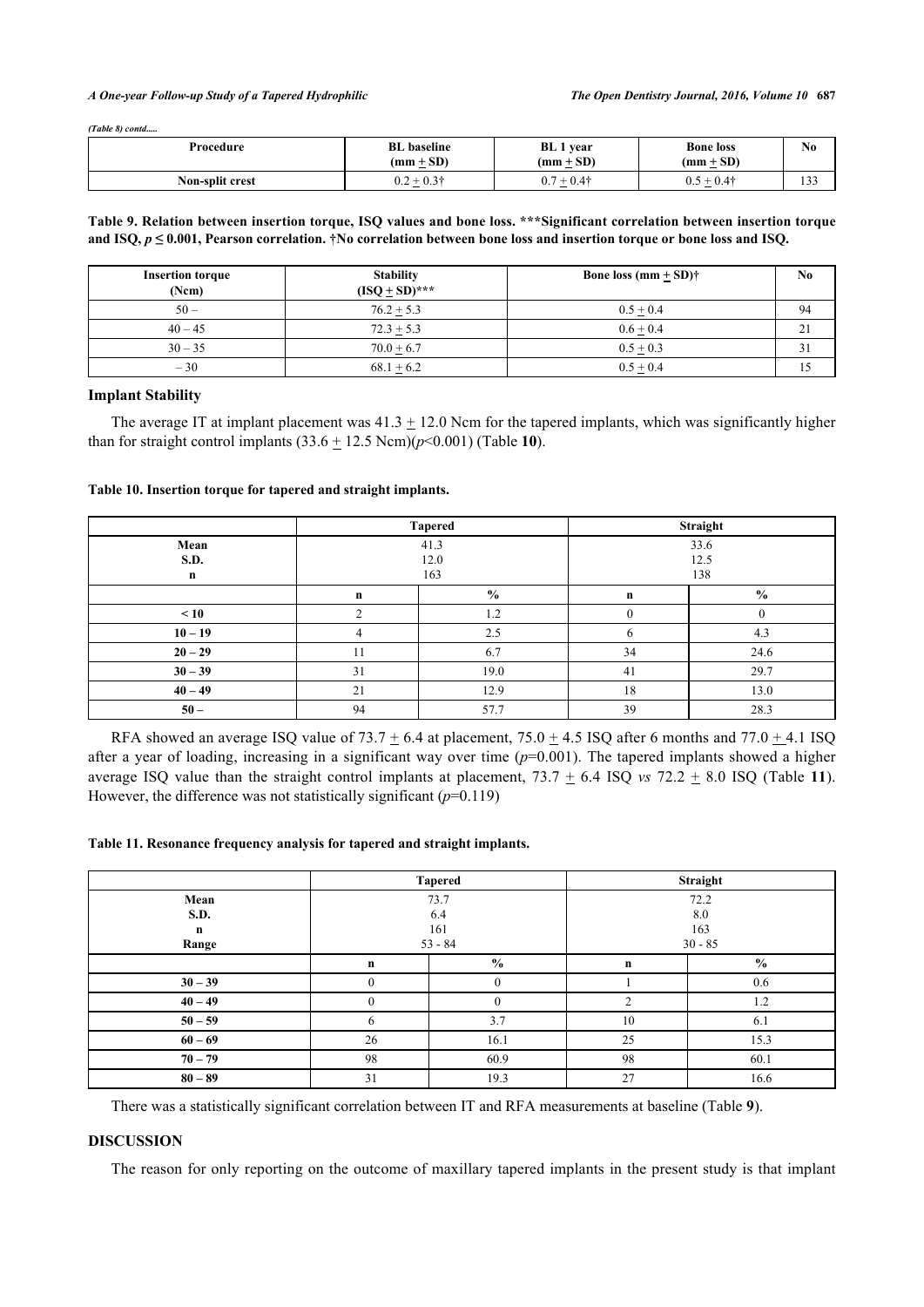*(Table 8) contd.....*

| Procedure | BL baseline (mm + SD) | BL 1 year (mm + SD) | Bone loss (mm + SD) | No |
|---|---|---|---|---|
| Non-split crest | 0.2 + 0.3† | 0.7 + 0.4† | 0.5 + 0.4† | 133 |

**Table 9. Relation between insertion torque, ISQ values and bone loss. \*\*\*Significant correlation between insertion torque and ISQ, $p \leq 0.001$, Pearson correlation. †No correlation between bone loss and insertion torque or bone loss and ISQ.**

| Insertion torque (Ncm) | Stability (ISQ + SD)*** | Bone loss (mm + SD)† | No |
|---|---|---|---|
| 50 – | 76.2 + 5.3 | 0.5 + 0.4 | 94 |
| 40 – 45 | 72.3 + 5.3 | 0.6 + 0.4 | 21 |
| 30 – 35 | 70.0 + 6.7 | 0.5 + 0.3 | 31 |
| – 30 | 68.1 + 6.2 | 0.5 + 0.4 | 15 |

### Implant Stability

The average IT at implant placement was 41.3 + 12.0 Ncm for the tapered implants, which was significantly higher than for straight control implants (33.6 + 12.5 Ncm)($p$<0.001) (Table **10**).

**Table 10. Insertion torque for tapered and straight implants.**

| | Tapered | | Straight | |
|---|---|---|---|---|
| Mean<br>S.D.<br>n | 41.3<br>12.0<br>163 | | 33.6<br>12.5<br>138 | |
| | **n** | **%** | **n** | **%** |
| **< 10** | 2 | 1.2 | 0 | 0 |
| **10 – 19** | 4 | 2.5 | 6 | 4.3 |
| **20 – 29** | 11 | 6.7 | 34 | 24.6 |
| **30 – 39** | 31 | 19.0 | 41 | 29.7 |
| **40 – 49** | 21 | 12.9 | 18 | 13.0 |
| **50 –** | 94 | 57.7 | 39 | 28.3 |

RFA showed an average ISQ value of 73.7 + 6.4 at placement, 75.0 + 4.5 ISQ after 6 months and 77.0 + 4.1 ISQ after a year of loading, increasing in a significant way over time ($p$=0.001). The tapered implants showed a higher average ISQ value than the straight control implants at placement, 73.7 + 6.4 ISQ *vs* 72.2 + 8.0 ISQ (Table **11**). However, the difference was not statistically significant ($p$=0.119)

**Table 11. Resonance frequency analysis for tapered and straight implants.**

| | Tapered | | Straight | |
|---|---|---|---|---|
| Mean<br>S.D.<br>n<br>Range | 73.7<br>6.4<br>161<br>53 - 84 | | 72.2<br>8.0<br>163<br>30 - 85 | |
| | **n** | **%** | **n** | **%** |
| **30 – 39** | 0 | 0 | 1 | 0.6 |
| **40 – 49** | 0 | 0 | 2 | 1.2 |
| **50 – 59** | 6 | 3.7 | 10 | 6.1 |
| **60 – 69** | 26 | 16.1 | 25 | 15.3 |
| **70 – 79** | 98 | 60.9 | 98 | 60.1 |
| **80 – 89** | 31 | 19.3 | 27 | 16.6 |

There was a statistically significant correlation between IT and RFA measurements at baseline (Table **9**).

## DISCUSSION

The reason for only reporting on the outcome of maxillary tapered implants in the present study is that implant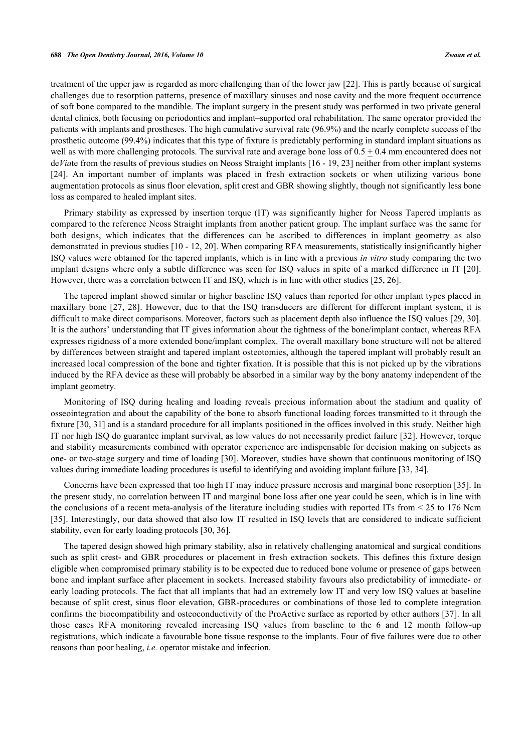treatment of the upper jaw is regarded as more challenging than of the lower jaw [22]. This is partly because of surgical challenges due to resorption patterns, presence of maxillary sinuses and nose cavity and the more frequent occurrence of soft bone compared to the mandible. The implant surgery in the present study was performed in two private general dental clinics, both focusing on periodontics and implant–supported oral rehabilitation. The same operator provided the patients with implants and prostheses. The high cumulative survival rate (96.9%) and the nearly complete success of the prosthetic outcome (99.4%) indicates that this type of fixture is predictably performing in standard implant situations as well as with more challenging protocols. The survival rate and average bone loss of 0.5 ± 0.4 mm encountered does not de*Via*te from the results of previous studies on Neoss Straight implants [16 - 19, 23] neither from other implant systems [24]. An important number of implants was placed in fresh extraction sockets or when utilizing various bone augmentation protocols as sinus floor elevation, split crest and GBR showing slightly, though not significantly less bone loss as compared to healed implant sites.

Primary stability as expressed by insertion torque (IT) was significantly higher for Neoss Tapered implants as compared to the reference Neoss Straight implants from another patient group. The implant surface was the same for both designs, which indicates that the differences can be ascribed to differences in implant geometry as also demonstrated in previous studies [10 - 12, 20]. When comparing RFA measurements, statistically insignificantly higher ISQ values were obtained for the tapered implants, which is in line with a previous *in vitro* study comparing the two implant designs where only a subtle difference was seen for ISQ values in spite of a marked difference in IT [20]. However, there was a correlation between IT and ISQ, which is in line with other studies [25, 26].

The tapered implant showed similar or higher baseline ISQ values than reported for other implant types placed in maxillary bone [27, 28]. However, due to that the ISQ transducers are different for different implant system, it is difficult to make direct comparisons. Moreover, factors such as placement depth also influence the ISQ values [29, 30]. It is the authors' understanding that IT gives information about the tightness of the bone/implant contact, whereas RFA expresses rigidness of a more extended bone/implant complex. The overall maxillary bone structure will not be altered by differences between straight and tapered implant osteotomies, although the tapered implant will probably result an increased local compression of the bone and tighter fixation. It is possible that this is not picked up by the vibrations induced by the RFA device as these will probably be absorbed in a similar way by the bony anatomy independent of the implant geometry.

Monitoring of ISQ during healing and loading reveals precious information about the stadium and quality of osseointegration and about the capability of the bone to absorb functional loading forces transmitted to it through the fixture [30, 31] and is a standard procedure for all implants positioned in the offices involved in this study. Neither high IT nor high ISQ do guarantee implant survival, as low values do not necessarily predict failure [32]. However, torque and stability measurements combined with operator experience are indispensable for decision making on subjects as one- or two-stage surgery and time of loading [30]. Moreover, studies have shown that continuous monitoring of ISQ values during immediate loading procedures is useful to identifying and avoiding implant failure [33, 34].

Concerns have been expressed that too high IT may induce pressure necrosis and marginal bone resorption [35]. In the present study, no correlation between IT and marginal bone loss after one year could be seen, which is in line with the conclusions of a recent meta-analysis of the literature including studies with reported ITs from < 25 to 176 Ncm [35]. Interestingly, our data showed that also low IT resulted in ISQ levels that are considered to indicate sufficient stability, even for early loading protocols [30, 36].

The tapered design showed high primary stability, also in relatively challenging anatomical and surgical conditions such as split crest- and GBR procedures or placement in fresh extraction sockets. This defines this fixture design eligible when compromised primary stability is to be expected due to reduced bone volume or presence of gaps between bone and implant surface after placement in sockets. Increased stability favours also predictability of immediate- or early loading protocols. The fact that all implants that had an extremely low IT and very low ISQ values at baseline because of split crest, sinus floor elevation, GBR-procedures or combinations of those led to complete integration confirms the biocompatibility and osteoconductivity of the ProActive surface as reported by other authors [37]. In all those cases RFA monitoring revealed increasing ISQ values from baseline to the 6 and 12 month follow-up registrations, which indicate a favourable bone tissue response to the implants. Four of five failures were due to other reasons than poor healing, *i.e.* operator mistake and infection.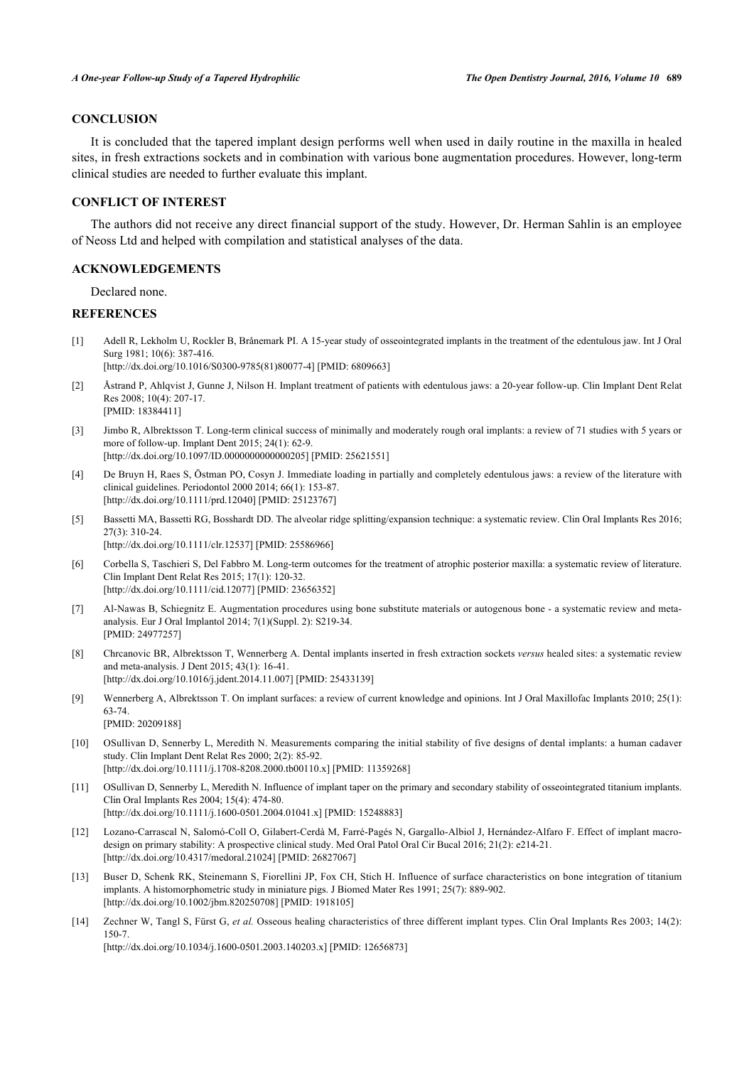## CONCLUSION

It is concluded that the tapered implant design performs well when used in daily routine in the maxilla in healed sites, in fresh extractions sockets and in combination with various bone augmentation procedures. However, long-term clinical studies are needed to further evaluate this implant.

## CONFLICT OF INTEREST

The authors did not receive any direct financial support of the study. However, Dr. Herman Sahlin is an employee of Neoss Ltd and helped with compilation and statistical analyses of the data.

## ACKNOWLEDGEMENTS

Declared none.

## REFERENCES

[1] Adell R, Lekholm U, Rockler B, Brånemark PI. A 15-year study of osseointegrated implants in the treatment of the edentulous jaw. Int J Oral Surg 1981; 10(6): 387-416. [http://dx.doi.org/10.1016/S0300-9785(81)80077-4] [PMID: 6809663]

[2] Åstrand P, Ahlqvist J, Gunne J, Nilson H. Implant treatment of patients with edentulous jaws: a 20-year follow-up. Clin Implant Dent Relat Res 2008; 10(4): 207-17. [PMID: 18384411]

[3] Jimbo R, Albrektsson T. Long-term clinical success of minimally and moderately rough oral implants: a review of 71 studies with 5 years or more of follow-up. Implant Dent 2015; 24(1): 62-9. [http://dx.doi.org/10.1097/ID.0000000000000205] [PMID: 25621551]

[4] De Bruyn H, Raes S, Östman PO, Cosyn J. Immediate loading in partially and completely edentulous jaws: a review of the literature with clinical guidelines. Periodontol 2000 2014; 66(1): 153-87. [http://dx.doi.org/10.1111/prd.12040] [PMID: 25123767]

[5] Bassetti MA, Bassetti RG, Bosshardt DD. The alveolar ridge splitting/expansion technique: a systematic review. Clin Oral Implants Res 2016; 27(3): 310-24. [http://dx.doi.org/10.1111/clr.12537] [PMID: 25586966]

[6] Corbella S, Taschieri S, Del Fabbro M. Long-term outcomes for the treatment of atrophic posterior maxilla: a systematic review of literature. Clin Implant Dent Relat Res 2015; 17(1): 120-32. [http://dx.doi.org/10.1111/cid.12077] [PMID: 23656352]

[7] Al-Nawas B, Schiegnitz E. Augmentation procedures using bone substitute materials or autogenous bone - a systematic review and meta-analysis. Eur J Oral Implantol 2014; 7(1)(Suppl. 2): S219-34. [PMID: 24977257]

[8] Chrcanovic BR, Albrektsson T, Wennerberg A. Dental implants inserted in fresh extraction sockets *versus* healed sites: a systematic review and meta-analysis. J Dent 2015; 43(1): 16-41. [http://dx.doi.org/10.1016/j.jdent.2014.11.007] [PMID: 25433139]

[9] Wennerberg A, Albrektsson T. On implant surfaces: a review of current knowledge and opinions. Int J Oral Maxillofac Implants 2010; 25(1): 63-74. [PMID: 20209188]

[10] OSullivan D, Sennerby L, Meredith N. Measurements comparing the initial stability of five designs of dental implants: a human cadaver study. Clin Implant Dent Relat Res 2000; 2(2): 85-92. [http://dx.doi.org/10.1111/j.1708-8208.2000.tb00110.x] [PMID: 11359268]

[11] OSullivan D, Sennerby L, Meredith N. Influence of implant taper on the primary and secondary stability of osseointegrated titanium implants. Clin Oral Implants Res 2004; 15(4): 474-80. [http://dx.doi.org/10.1111/j.1600-0501.2004.01041.x] [PMID: 15248883]

[12] Lozano-Carrascal N, Salomó-Coll O, Gilabert-Cerdà M, Farré-Pagés N, Gargallo-Albiol J, Hernández-Alfaro F. Effect of implant macro-design on primary stability: A prospective clinical study. Med Oral Patol Oral Cir Bucal 2016; 21(2): e214-21. [http://dx.doi.org/10.4317/medoral.21024] [PMID: 26827067]

[13] Buser D, Schenk RK, Steinemann S, Fiorellini JP, Fox CH, Stich H. Influence of surface characteristics on bone integration of titanium implants. A histomorphometric study in miniature pigs. J Biomed Mater Res 1991; 25(7): 889-902. [http://dx.doi.org/10.1002/jbm.820250708] [PMID: 1918105]

[14] Zechner W, Tangl S, Fürst G, *et al.* Osseous healing characteristics of three different implant types. Clin Oral Implants Res 2003; 14(2): 150-7. [http://dx.doi.org/10.1034/j.1600-0501.2003.140203.x] [PMID: 12656873]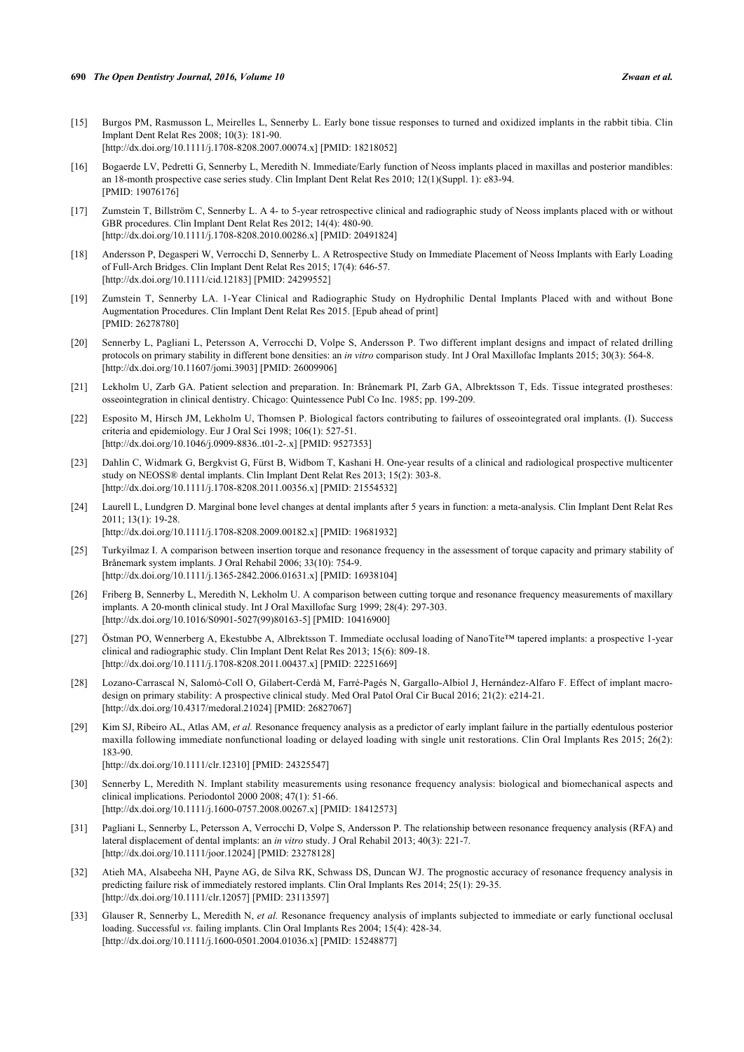[15] Burgos PM, Rasmusson L, Meirelles L, Sennerby L. Early bone tissue responses to turned and oxidized implants in the rabbit tibia. Clin Implant Dent Relat Res 2008; 10(3): 181-90.
[http://dx.doi.org/10.1111/j.1708-8208.2007.00074.x] [PMID: 18218052]

[16] Bogaerde LV, Pedretti G, Sennerby L, Meredith N. Immediate/Early function of Neoss implants placed in maxillas and posterior mandibles: an 18-month prospective case series study. Clin Implant Dent Relat Res 2010; 12(1)(Suppl. 1): e83-94.
[PMID: 19076176]

[17] Zumstein T, Billström C, Sennerby L. A 4- to 5-year retrospective clinical and radiographic study of Neoss implants placed with or without GBR procedures. Clin Implant Dent Relat Res 2012; 14(4): 480-90.
[http://dx.doi.org/10.1111/j.1708-8208.2010.00286.x] [PMID: 20491824]

[18] Andersson P, Degasperi W, Verrocchi D, Sennerby L. A Retrospective Study on Immediate Placement of Neoss Implants with Early Loading of Full-Arch Bridges. Clin Implant Dent Relat Res 2015; 17(4): 646-57.
[http://dx.doi.org/10.1111/cid.12183] [PMID: 24299552]

[19] Zumstein T, Sennerby LA. 1-Year Clinical and Radiographic Study on Hydrophilic Dental Implants Placed with and without Bone Augmentation Procedures. Clin Implant Dent Relat Res 2015. [Epub ahead of print]
[PMID: 26278780]

[20] Sennerby L, Pagliani L, Petersson A, Verrocchi D, Volpe S, Andersson P. Two different implant designs and impact of related drilling protocols on primary stability in different bone densities: an *in vitro* comparison study. Int J Oral Maxillofac Implants 2015; 30(3): 564-8.
[http://dx.doi.org/10.11607/jomi.3903] [PMID: 26009906]

[21] Lekholm U, Zarb GA. Patient selection and preparation. In: Brånemark PI, Zarb GA, Albrektsson T, Eds. Tissue integrated prostheses: osseointegration in clinical dentistry. Chicago: Quintessence Publ Co Inc. 1985; pp. 199-209.

[22] Esposito M, Hirsch JM, Lekholm U, Thomsen P. Biological factors contributing to failures of osseointegrated oral implants. (I). Success criteria and epidemiology. Eur J Oral Sci 1998; 106(1): 527-51.
[http://dx.doi.org/10.1046/j.0909-8836..t01-2-.x] [PMID: 9527353]

[23] Dahlin C, Widmark G, Bergkvist G, Fürst B, Widbom T, Kashani H. One-year results of a clinical and radiological prospective multicenter study on NEOSS® dental implants. Clin Implant Dent Relat Res 2013; 15(2): 303-8.
[http://dx.doi.org/10.1111/j.1708-8208.2011.00356.x] [PMID: 21554532]

[24] Laurell L, Lundgren D. Marginal bone level changes at dental implants after 5 years in function: a meta-analysis. Clin Implant Dent Relat Res 2011; 13(1): 19-28.
[http://dx.doi.org/10.1111/j.1708-8208.2009.00182.x] [PMID: 19681932]

[25] Turkyilmaz I. A comparison between insertion torque and resonance frequency in the assessment of torque capacity and primary stability of Brånemark system implants. J Oral Rehabil 2006; 33(10): 754-9.
[http://dx.doi.org/10.1111/j.1365-2842.2006.01631.x] [PMID: 16938104]

[26] Friberg B, Sennerby L, Meredith N, Lekholm U. A comparison between cutting torque and resonance frequency measurements of maxillary implants. A 20-month clinical study. Int J Oral Maxillofac Surg 1999; 28(4): 297-303.
[http://dx.doi.org/10.1016/S0901-5027(99)80163-5] [PMID: 10416900]

[27] Östman PO, Wennerberg A, Ekestubbe A, Albrektsson T. Immediate occlusal loading of NanoTite™ tapered implants: a prospective 1-year clinical and radiographic study. Clin Implant Dent Relat Res 2013; 15(6): 809-18.
[http://dx.doi.org/10.1111/j.1708-8208.2011.00437.x] [PMID: 22251669]

[28] Lozano-Carrascal N, Salomó-Coll O, Gilabert-Cerdà M, Farré-Pagés N, Gargallo-Albiol J, Hernández-Alfaro F. Effect of implant macro-design on primary stability: A prospective clinical study. Med Oral Patol Oral Cir Bucal 2016; 21(2): e214-21.
[http://dx.doi.org/10.4317/medoral.21024] [PMID: 26827067]

[29] Kim SJ, Ribeiro AL, Atlas AM, *et al.* Resonance frequency analysis as a predictor of early implant failure in the partially edentulous posterior maxilla following immediate nonfunctional loading or delayed loading with single unit restorations. Clin Oral Implants Res 2015; 26(2): 183-90.
[http://dx.doi.org/10.1111/clr.12310] [PMID: 24325547]

[30] Sennerby L, Meredith N. Implant stability measurements using resonance frequency analysis: biological and biomechanical aspects and clinical implications. Periodontol 2000 2008; 47(1): 51-66.
[http://dx.doi.org/10.1111/j.1600-0757.2008.00267.x] [PMID: 18412573]

[31] Pagliani L, Sennerby L, Petersson A, Verrocchi D, Volpe S, Andersson P. The relationship between resonance frequency analysis (RFA) and lateral displacement of dental implants: an *in vitro* study. J Oral Rehabil 2013; 40(3): 221-7.
[http://dx.doi.org/10.1111/joor.12024] [PMID: 23278128]

[32] Atieh MA, Alsabeeha NH, Payne AG, de Silva RK, Schwass DS, Duncan WJ. The prognostic accuracy of resonance frequency analysis in predicting failure risk of immediately restored implants. Clin Oral Implants Res 2014; 25(1): 29-35.
[http://dx.doi.org/10.1111/clr.12057] [PMID: 23113597]

[33] Glauser R, Sennerby L, Meredith N, *et al.* Resonance frequency analysis of implants subjected to immediate or early functional occlusal loading. Successful *vs.* failing implants. Clin Oral Implants Res 2004; 15(4): 428-34.
[http://dx.doi.org/10.1111/j.1600-0501.2004.01036.x] [PMID: 15248877]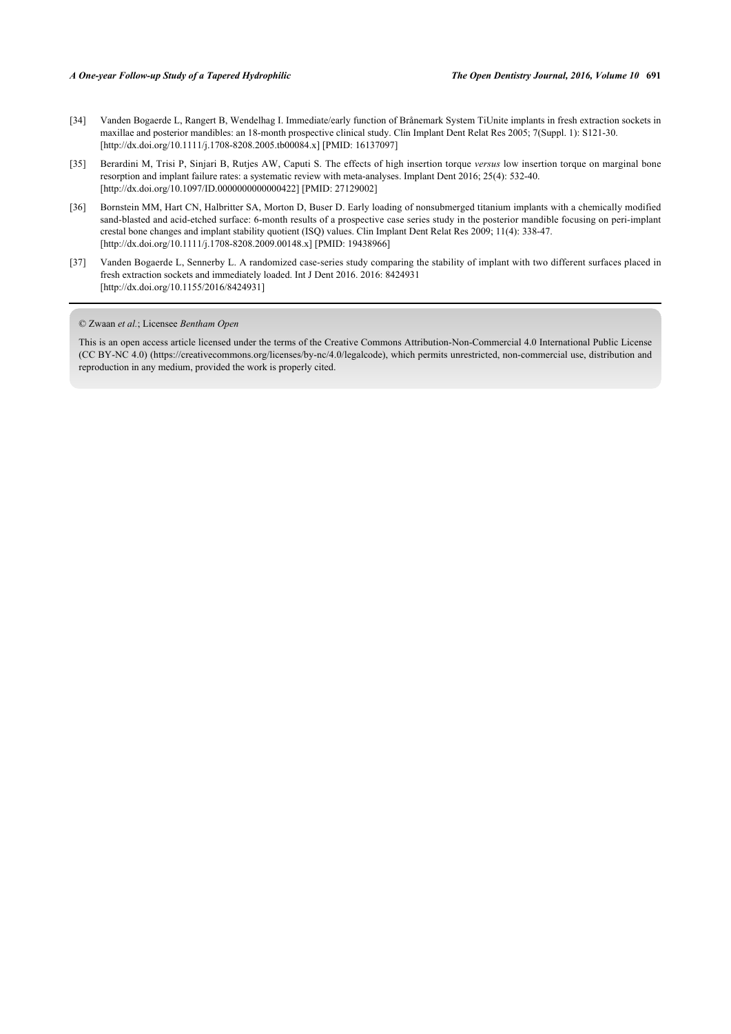[34] Vanden Bogaerde L, Rangert B, Wendelhag I. Immediate/early function of Brånemark System TiUnite implants in fresh extraction sockets in maxillae and posterior mandibles: an 18-month prospective clinical study. Clin Implant Dent Relat Res 2005; 7(Suppl. 1): S121-30. [http://dx.doi.org/10.1111/j.1708-8208.2005.tb00084.x] [PMID: 16137097]

[35] Berardini M, Trisi P, Sinjari B, Rutjes AW, Caputi S. The effects of high insertion torque *versus* low insertion torque on marginal bone resorption and implant failure rates: a systematic review with meta-analyses. Implant Dent 2016; 25(4): 532-40. [http://dx.doi.org/10.1097/ID.0000000000000422] [PMID: 27129002]

[36] Bornstein MM, Hart CN, Halbritter SA, Morton D, Buser D. Early loading of nonsubmerged titanium implants with a chemically modified sand-blasted and acid-etched surface: 6-month results of a prospective case series study in the posterior mandible focusing on peri-implant crestal bone changes and implant stability quotient (ISQ) values. Clin Implant Dent Relat Res 2009; 11(4): 338-47. [http://dx.doi.org/10.1111/j.1708-8208.2009.00148.x] [PMID: 19438966]

[37] Vanden Bogaerde L, Sennerby L. A randomized case-series study comparing the stability of implant with two different surfaces placed in fresh extraction sockets and immediately loaded. Int J Dent 2016. 2016: 8424931 [http://dx.doi.org/10.1155/2016/8424931]

---

© Zwaan *et al.*; Licensee *Bentham Open*

This is an open access article licensed under the terms of the Creative Commons Attribution-Non-Commercial 4.0 International Public License (CC BY-NC 4.0) (https://creativecommons.org/licenses/by-nc/4.0/legalcode), which permits unrestricted, non-commercial use, distribution and reproduction in any medium, provided the work is properly cited.